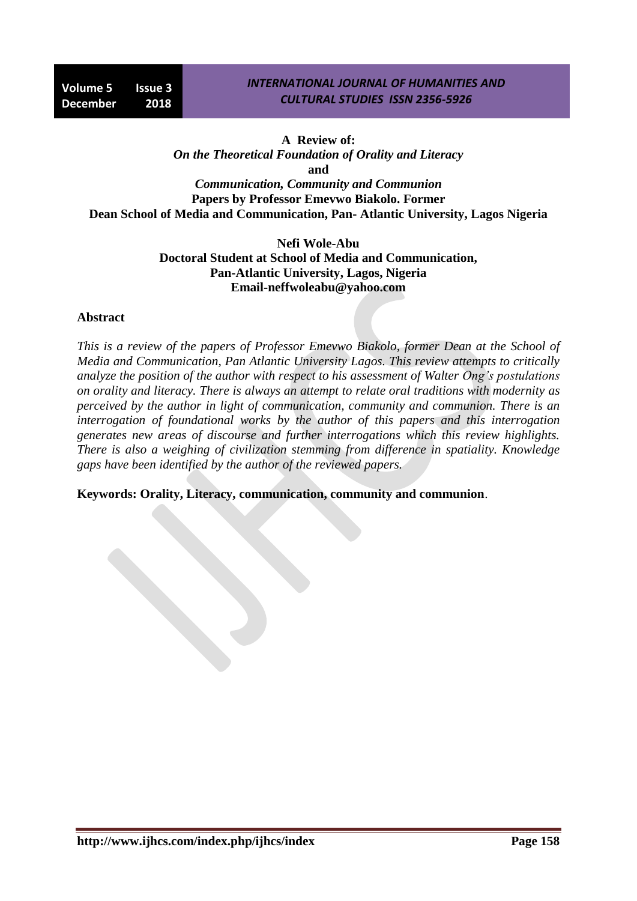**A Review of:**

***On the Theoretical Foundation of Orality and Literacy***

**and**

***Communication, Community and Communion***

**Papers by Professor Emevwo Biakolo. Former Dean School of Media and Communication, Pan- Atlantic University, Lagos Nigeria**

**Nefi Wole-Abu**

**Doctoral Student at School of Media and Communication, Pan-Atlantic University, Lagos, Nigeria**

**Email-neffwoleabu@yahoo.com**

## Abstract

*This is a review of the papers of Professor Emevwo Biakolo, former Dean at the School of Media and Communication, Pan Atlantic University Lagos. This review attempts to critically analyze the position of the author with respect to his assessment of Walter Ong's postulations on orality and literacy. There is always an attempt to relate oral traditions with modernity as perceived by the author in light of communication, community and communion. There is an interrogation of foundational works by the author of this papers and this interrogation generates new areas of discourse and further interrogations which this review highlights. There is also a weighing of civilization stemming from difference in spatiality. Knowledge gaps have been identified by the author of the reviewed papers.*

**Keywords: Orality, Literacy, communication, community and communion**.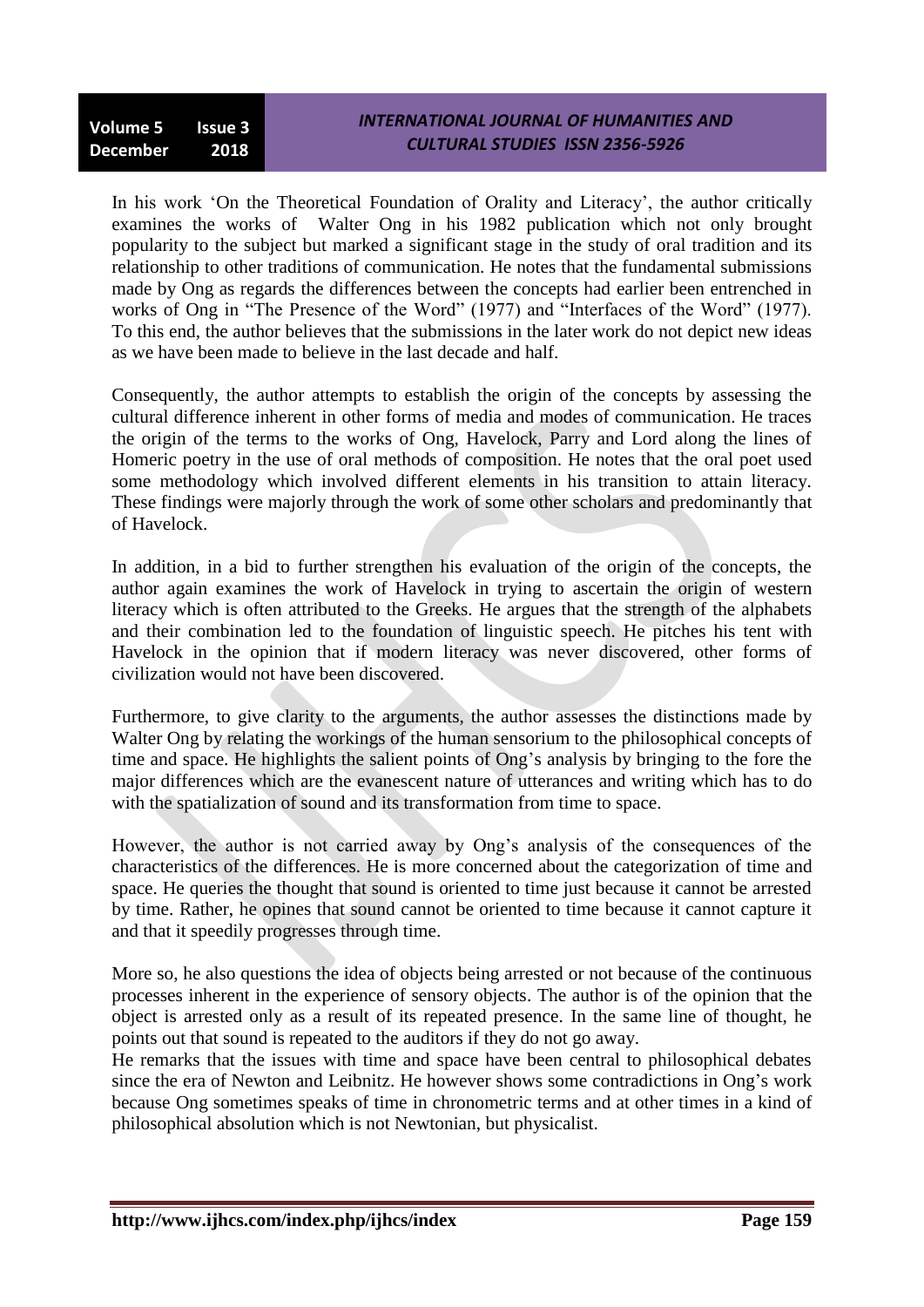In his work 'On the Theoretical Foundation of Orality and Literacy', the author critically examines the works of Walter Ong in his 1982 publication which not only brought popularity to the subject but marked a significant stage in the study of oral tradition and its relationship to other traditions of communication. He notes that the fundamental submissions made by Ong as regards the differences between the concepts had earlier been entrenched in works of Ong in "The Presence of the Word" (1977) and "Interfaces of the Word" (1977). To this end, the author believes that the submissions in the later work do not depict new ideas as we have been made to believe in the last decade and half.

Consequently, the author attempts to establish the origin of the concepts by assessing the cultural difference inherent in other forms of media and modes of communication. He traces the origin of the terms to the works of Ong, Havelock, Parry and Lord along the lines of Homeric poetry in the use of oral methods of composition. He notes that the oral poet used some methodology which involved different elements in his transition to attain literacy. These findings were majorly through the work of some other scholars and predominantly that of Havelock.

In addition, in a bid to further strengthen his evaluation of the origin of the concepts, the author again examines the work of Havelock in trying to ascertain the origin of western literacy which is often attributed to the Greeks. He argues that the strength of the alphabets and their combination led to the foundation of linguistic speech. He pitches his tent with Havelock in the opinion that if modern literacy was never discovered, other forms of civilization would not have been discovered.

Furthermore, to give clarity to the arguments, the author assesses the distinctions made by Walter Ong by relating the workings of the human sensorium to the philosophical concepts of time and space. He highlights the salient points of Ong's analysis by bringing to the fore the major differences which are the evanescent nature of utterances and writing which has to do with the spatialization of sound and its transformation from time to space.

However, the author is not carried away by Ong's analysis of the consequences of the characteristics of the differences. He is more concerned about the categorization of time and space. He queries the thought that sound is oriented to time just because it cannot be arrested by time. Rather, he opines that sound cannot be oriented to time because it cannot capture it and that it speedily progresses through time.

More so, he also questions the idea of objects being arrested or not because of the continuous processes inherent in the experience of sensory objects. The author is of the opinion that the object is arrested only as a result of its repeated presence. In the same line of thought, he points out that sound is repeated to the auditors if they do not go away.
He remarks that the issues with time and space have been central to philosophical debates since the era of Newton and Leibnitz. He however shows some contradictions in Ong's work because Ong sometimes speaks of time in chronometric terms and at other times in a kind of philosophical absolution which is not Newtonian, but physicalist.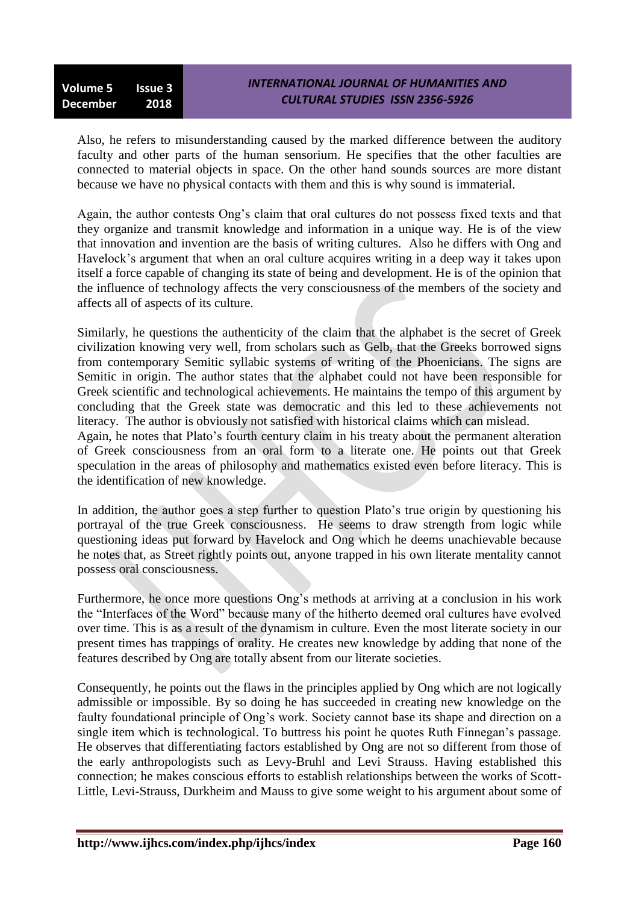Also, he refers to misunderstanding caused by the marked difference between the auditory faculty and other parts of the human sensorium. He specifies that the other faculties are connected to material objects in space. On the other hand sounds sources are more distant because we have no physical contacts with them and this is why sound is immaterial.

Again, the author contests Ong's claim that oral cultures do not possess fixed texts and that they organize and transmit knowledge and information in a unique way. He is of the view that innovation and invention are the basis of writing cultures. Also he differs with Ong and Havelock's argument that when an oral culture acquires writing in a deep way it takes upon itself a force capable of changing its state of being and development. He is of the opinion that the influence of technology affects the very consciousness of the members of the society and affects all of aspects of its culture.

Similarly, he questions the authenticity of the claim that the alphabet is the secret of Greek civilization knowing very well, from scholars such as Gelb, that the Greeks borrowed signs from contemporary Semitic syllabic systems of writing of the Phoenicians. The signs are Semitic in origin. The author states that the alphabet could not have been responsible for Greek scientific and technological achievements. He maintains the tempo of this argument by concluding that the Greek state was democratic and this led to these achievements not literacy. The author is obviously not satisfied with historical claims which can mislead.
Again, he notes that Plato's fourth century claim in his treaty about the permanent alteration of Greek consciousness from an oral form to a literate one. He points out that Greek speculation in the areas of philosophy and mathematics existed even before literacy. This is the identification of new knowledge.

In addition, the author goes a step further to question Plato's true origin by questioning his portrayal of the true Greek consciousness. He seems to draw strength from logic while questioning ideas put forward by Havelock and Ong which he deems unachievable because he notes that, as Street rightly points out, anyone trapped in his own literate mentality cannot possess oral consciousness.

Furthermore, he once more questions Ong's methods at arriving at a conclusion in his work the "Interfaces of the Word" because many of the hitherto deemed oral cultures have evolved over time. This is as a result of the dynamism in culture. Even the most literate society in our present times has trappings of orality. He creates new knowledge by adding that none of the features described by Ong are totally absent from our literate societies.

Consequently, he points out the flaws in the principles applied by Ong which are not logically admissible or impossible. By so doing he has succeeded in creating new knowledge on the faulty foundational principle of Ong's work. Society cannot base its shape and direction on a single item which is technological. To buttress his point he quotes Ruth Finnegan's passage. He observes that differentiating factors established by Ong are not so different from those of the early anthropologists such as Levy-Bruhl and Levi Strauss. Having established this connection; he makes conscious efforts to establish relationships between the works of Scott-Little, Levi-Strauss, Durkheim and Mauss to give some weight to his argument about some of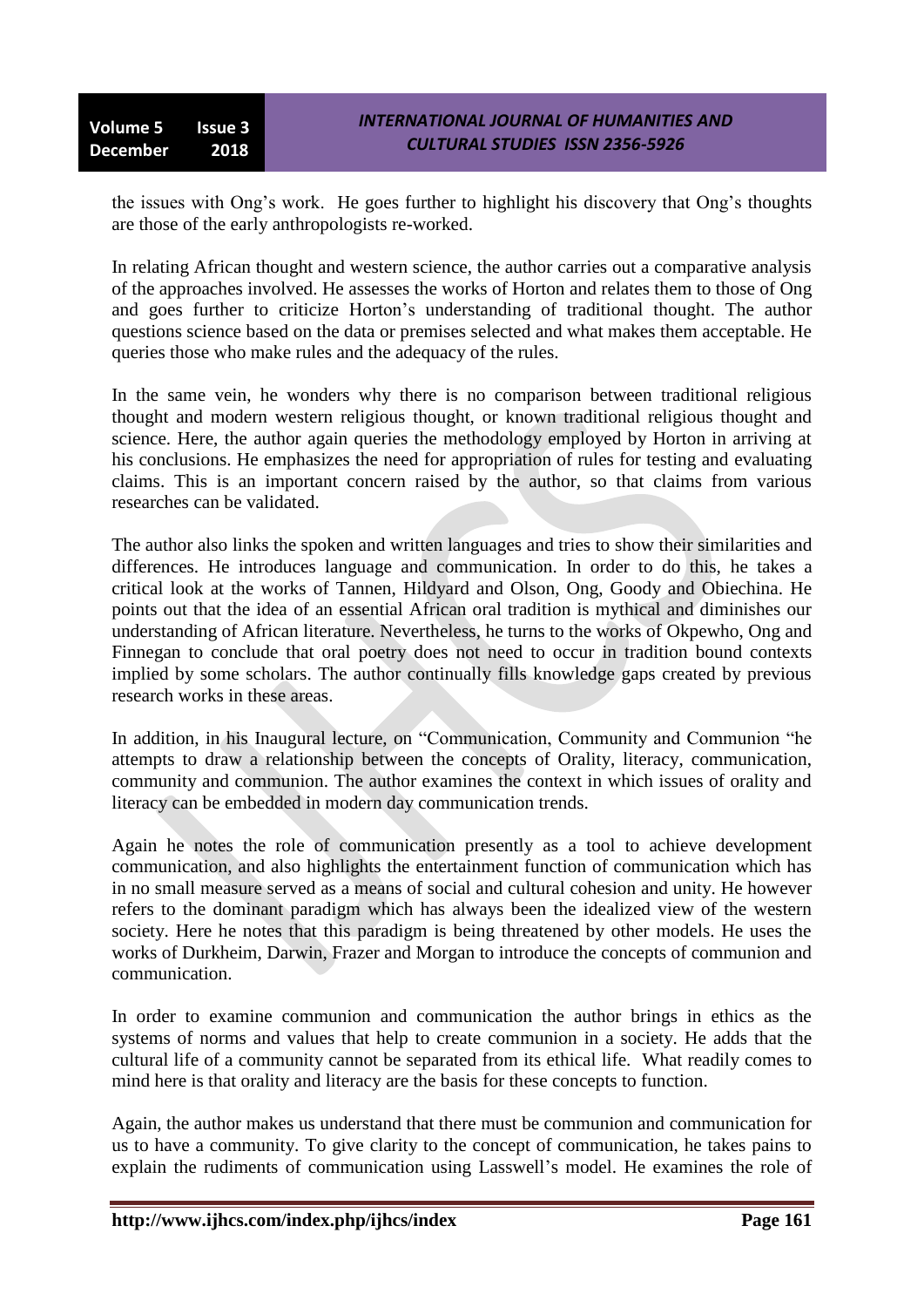the issues with Ong's work. He goes further to highlight his discovery that Ong's thoughts are those of the early anthropologists re-worked.

In relating African thought and western science, the author carries out a comparative analysis of the approaches involved. He assesses the works of Horton and relates them to those of Ong and goes further to criticize Horton's understanding of traditional thought. The author questions science based on the data or premises selected and what makes them acceptable. He queries those who make rules and the adequacy of the rules.

In the same vein, he wonders why there is no comparison between traditional religious thought and modern western religious thought, or known traditional religious thought and science. Here, the author again queries the methodology employed by Horton in arriving at his conclusions. He emphasizes the need for appropriation of rules for testing and evaluating claims. This is an important concern raised by the author, so that claims from various researches can be validated.

The author also links the spoken and written languages and tries to show their similarities and differences. He introduces language and communication. In order to do this, he takes a critical look at the works of Tannen, Hildyard and Olson, Ong, Goody and Obiechina. He points out that the idea of an essential African oral tradition is mythical and diminishes our understanding of African literature. Nevertheless, he turns to the works of Okpewho, Ong and Finnegan to conclude that oral poetry does not need to occur in tradition bound contexts implied by some scholars. The author continually fills knowledge gaps created by previous research works in these areas.

In addition, in his Inaugural lecture, on "Communication, Community and Communion "he attempts to draw a relationship between the concepts of Orality, literacy, communication, community and communion. The author examines the context in which issues of orality and literacy can be embedded in modern day communication trends.

Again he notes the role of communication presently as a tool to achieve development communication, and also highlights the entertainment function of communication which has in no small measure served as a means of social and cultural cohesion and unity. He however refers to the dominant paradigm which has always been the idealized view of the western society. Here he notes that this paradigm is being threatened by other models. He uses the works of Durkheim, Darwin, Frazer and Morgan to introduce the concepts of communion and communication.

In order to examine communion and communication the author brings in ethics as the systems of norms and values that help to create communion in a society. He adds that the cultural life of a community cannot be separated from its ethical life. What readily comes to mind here is that orality and literacy are the basis for these concepts to function.

Again, the author makes us understand that there must be communion and communication for us to have a community. To give clarity to the concept of communication, he takes pains to explain the rudiments of communication using Lasswell's model. He examines the role of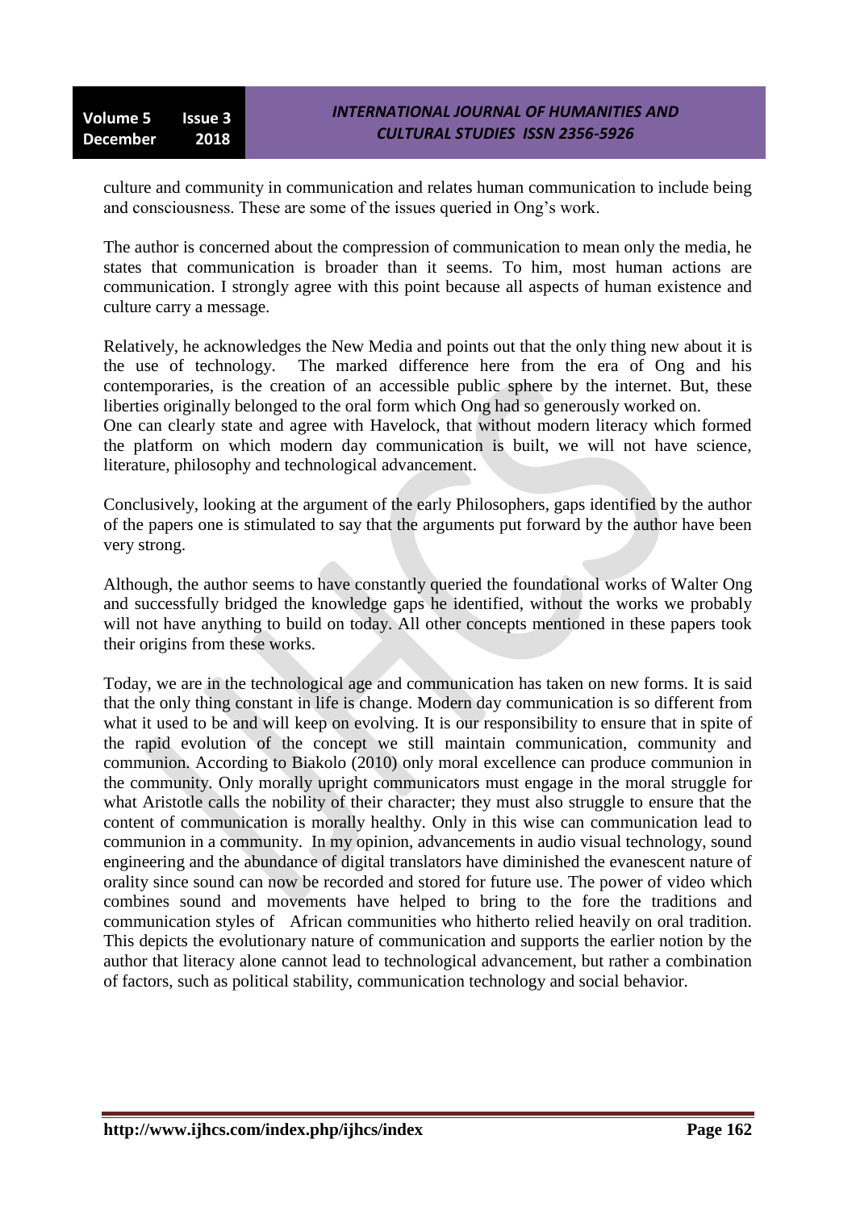culture and community in communication and relates human communication to include being and consciousness. These are some of the issues queried in Ong's work.

The author is concerned about the compression of communication to mean only the media, he states that communication is broader than it seems. To him, most human actions are communication. I strongly agree with this point because all aspects of human existence and culture carry a message.

Relatively, he acknowledges the New Media and points out that the only thing new about it is the use of technology. The marked difference here from the era of Ong and his contemporaries, is the creation of an accessible public sphere by the internet. But, these liberties originally belonged to the oral form which Ong had so generously worked on.
One can clearly state and agree with Havelock, that without modern literacy which formed the platform on which modern day communication is built, we will not have science, literature, philosophy and technological advancement.

Conclusively, looking at the argument of the early Philosophers, gaps identified by the author of the papers one is stimulated to say that the arguments put forward by the author have been very strong.

Although, the author seems to have constantly queried the foundational works of Walter Ong and successfully bridged the knowledge gaps he identified, without the works we probably will not have anything to build on today. All other concepts mentioned in these papers took their origins from these works.

Today, we are in the technological age and communication has taken on new forms. It is said that the only thing constant in life is change. Modern day communication is so different from what it used to be and will keep on evolving. It is our responsibility to ensure that in spite of the rapid evolution of the concept we still maintain communication, community and communion. According to Biakolo (2010) only moral excellence can produce communion in the community. Only morally upright communicators must engage in the moral struggle for what Aristotle calls the nobility of their character; they must also struggle to ensure that the content of communication is morally healthy. Only in this wise can communication lead to communion in a community. In my opinion, advancements in audio visual technology, sound engineering and the abundance of digital translators have diminished the evanescent nature of orality since sound can now be recorded and stored for future use. The power of video which combines sound and movements have helped to bring to the fore the traditions and communication styles of African communities who hitherto relied heavily on oral tradition. This depicts the evolutionary nature of communication and supports the earlier notion by the author that literacy alone cannot lead to technological advancement, but rather a combination of factors, such as political stability, communication technology and social behavior.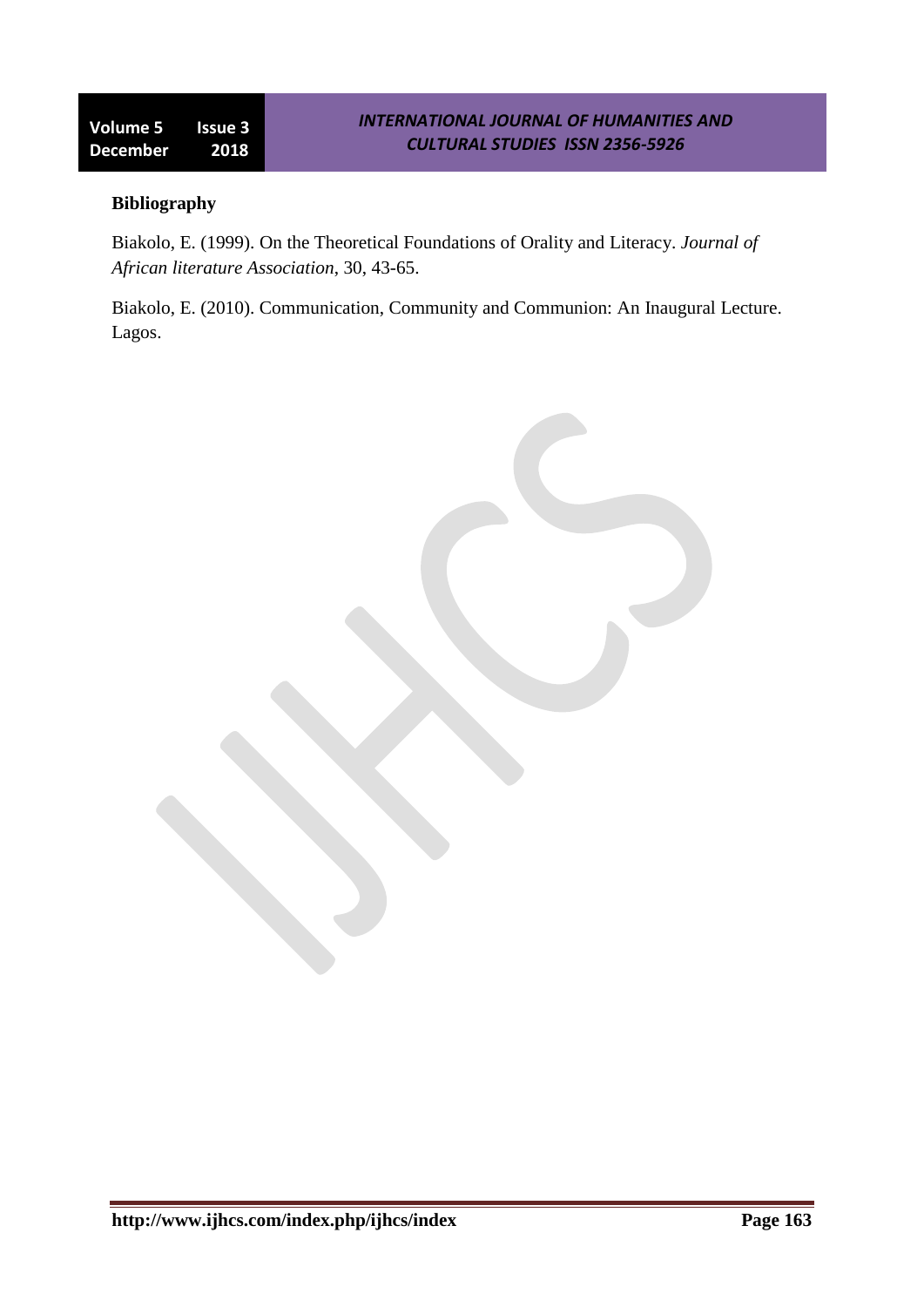**Bibliography**

Biakolo, E. (1999). On the Theoretical Foundations of Orality and Literacy. *Journal of African literature Association*, 30, 43-65.

Biakolo, E. (2010). Communication, Community and Communion: An Inaugural Lecture. Lagos.